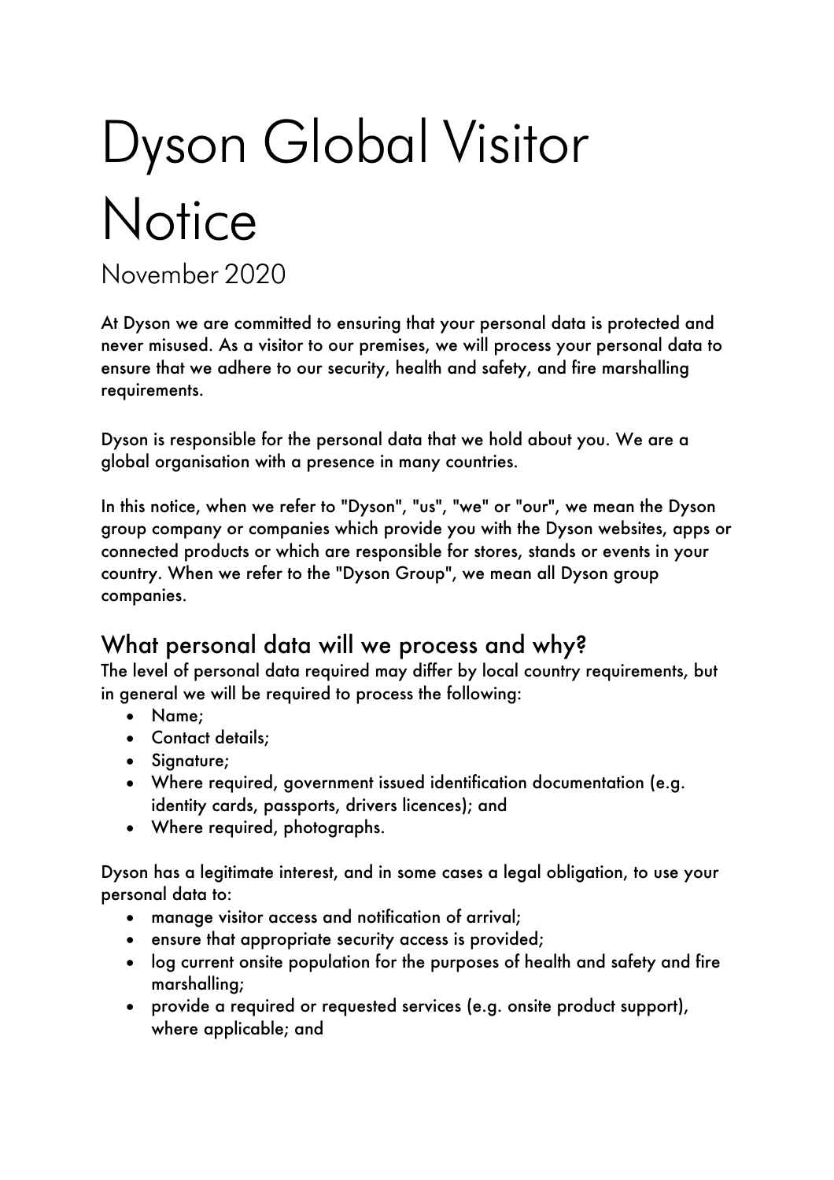# Dyson Global Visitor Notice

November 2020

At Dyson we are committed to ensuring that your personal data is protected and never misused. As a visitor to our premises, we will process your personal data to ensure that we adhere to our security, health and safety, and fire marshalling requirements.

Dyson is responsible for the personal data that we hold about you. We are a global organisation with a presence in many countries.

In this notice, when we refer to "Dyson", "us", "we" or "our", we mean the Dyson group company or companies which provide you with the Dyson websites, apps or connected products or which are responsible for stores, stands or events in your country. When we refer to the "Dyson Group", we mean all Dyson group companies.

## What personal data will we process and why?

The level of personal data required may differ by local country requirements, but in general we will be required to process the following:

- Name;
- Contact details;
- Signature;
- Where required, government issued identification documentation (e.g. identity cards, passports, drivers licences); and
- Where required, photographs.

Dyson has a legitimate interest, and in some cases a legal obligation, to use your personal data to:

- manage visitor access and notification of arrival;
- ensure that appropriate security access is provided;
- log current onsite population for the purposes of health and safety and fire marshalling;
- provide a required or requested services (e.g. onsite product support), where applicable; and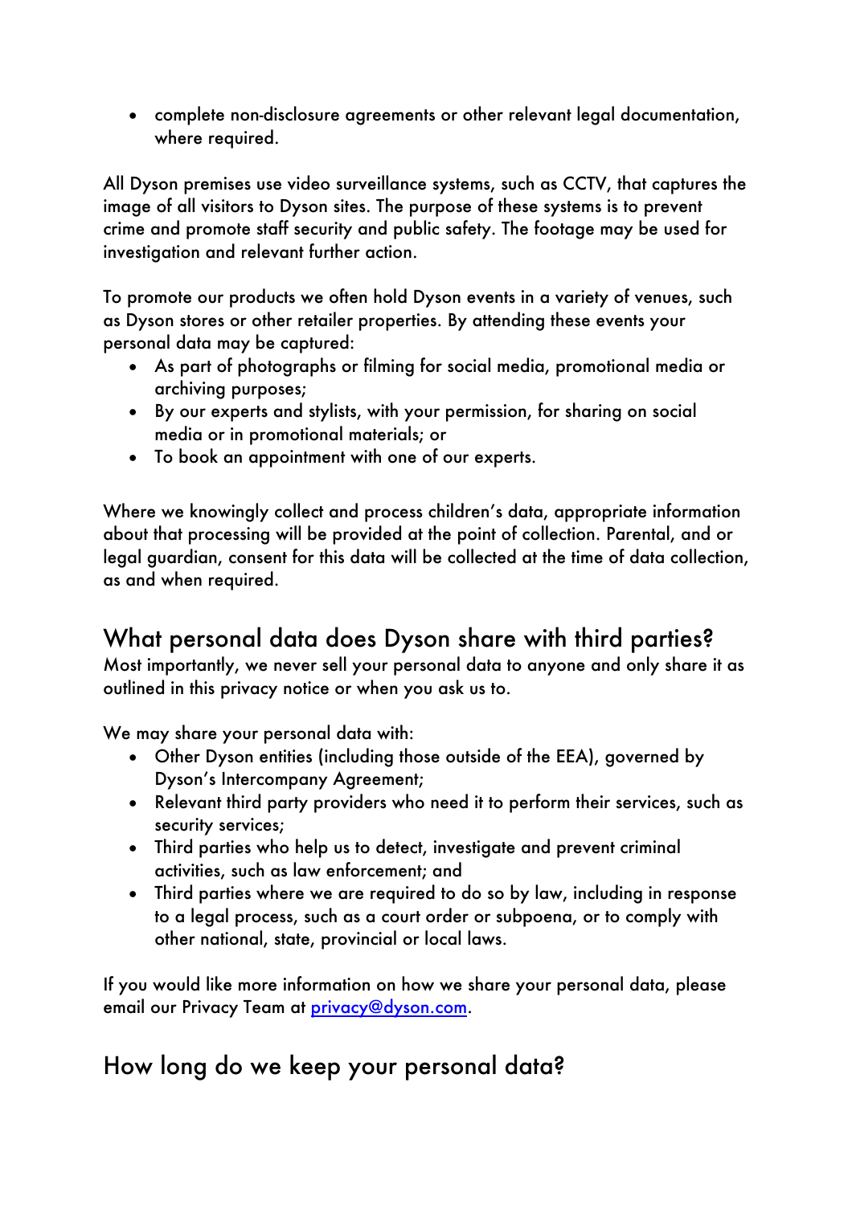- complete non-disclosure agreements or other relevant legal documentation, where required.

All Dyson premises use video surveillance systems, such as CCTV, that captures the image of all visitors to Dyson sites. The purpose of these systems is to prevent crime and promote staff security and public safety. The footage may be used for investigation and relevant further action.

To promote our products we often hold Dyson events in a variety of venues, such as Dyson stores or other retailer properties. By attending these events your personal data may be captured:

- As part of photographs or filming for social media, promotional media or archiving purposes;
- By our experts and stylists, with your permission, for sharing on social media or in promotional materials; or
- To book an appointment with one of our experts.

Where we knowingly collect and process children's data, appropriate information about that processing will be provided at the point of collection. Parental, and or legal guardian, consent for this data will be collected at the time of data collection, as and when required.

## What personal data does Dyson share with third parties?

Most importantly, we never sell your personal data to anyone and only share it as outlined in this privacy notice or when you ask us to.

We may share your personal data with:

- Other Dyson entities (including those outside of the EEA), governed by Dyson's Intercompany Agreement;
- Relevant third party providers who need it to perform their services, such as security services;
- Third parties who help us to detect, investigate and prevent criminal activities, such as law enforcement; and
- Third parties where we are required to do so by law, including in response to a legal process, such as a court order or subpoena, or to comply with other national, state, provincial or local laws.

If you would like more information on how we share your personal data, please email our Privacy Team at [privacy@dyson.com](mailto:privacy@dyson.com).

## How long do we keep your personal data?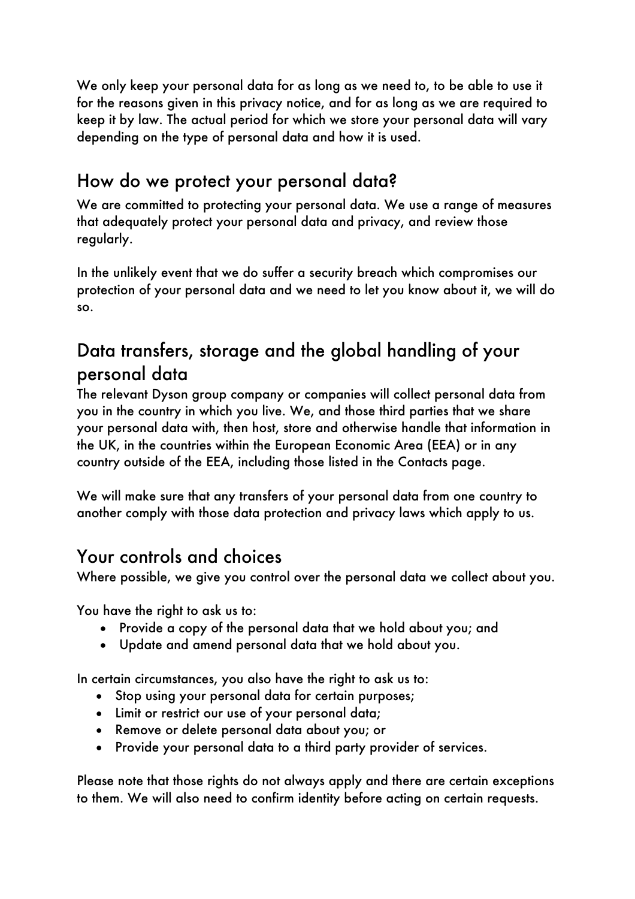We only keep your personal data for as long as we need to, to be able to use it for the reasons given in this privacy notice, and for as long as we are required to keep it by law. The actual period for which we store your personal data will vary depending on the type of personal data and how it is used.

## How do we protect your personal data?

We are committed to protecting your personal data. We use a range of measures that adequately protect your personal data and privacy, and review those regularly.

In the unlikely event that we do suffer a security breach which compromises our protection of your personal data and we need to let you know about it, we will do so.

## Data transfers, storage and the global handling of your personal data

The relevant Dyson group company or companies will collect personal data from you in the country in which you live. We, and those third parties that we share your personal data with, then host, store and otherwise handle that information in the UK, in the countries within the European Economic Area (EEA) or in any country outside of the EEA, including those listed in the Contacts page.

We will make sure that any transfers of your personal data from one country to another comply with those data protection and privacy laws which apply to us.

## Your controls and choices

Where possible, we give you control over the personal data we collect about you.

You have the right to ask us to:

- Provide a copy of the personal data that we hold about you; and
- Update and amend personal data that we hold about you.

In certain circumstances, you also have the right to ask us to:

- Stop using your personal data for certain purposes;
- Limit or restrict our use of your personal data;
- Remove or delete personal data about you; or
- Provide your personal data to a third party provider of services.

Please note that those rights do not always apply and there are certain exceptions to them. We will also need to confirm identity before acting on certain requests.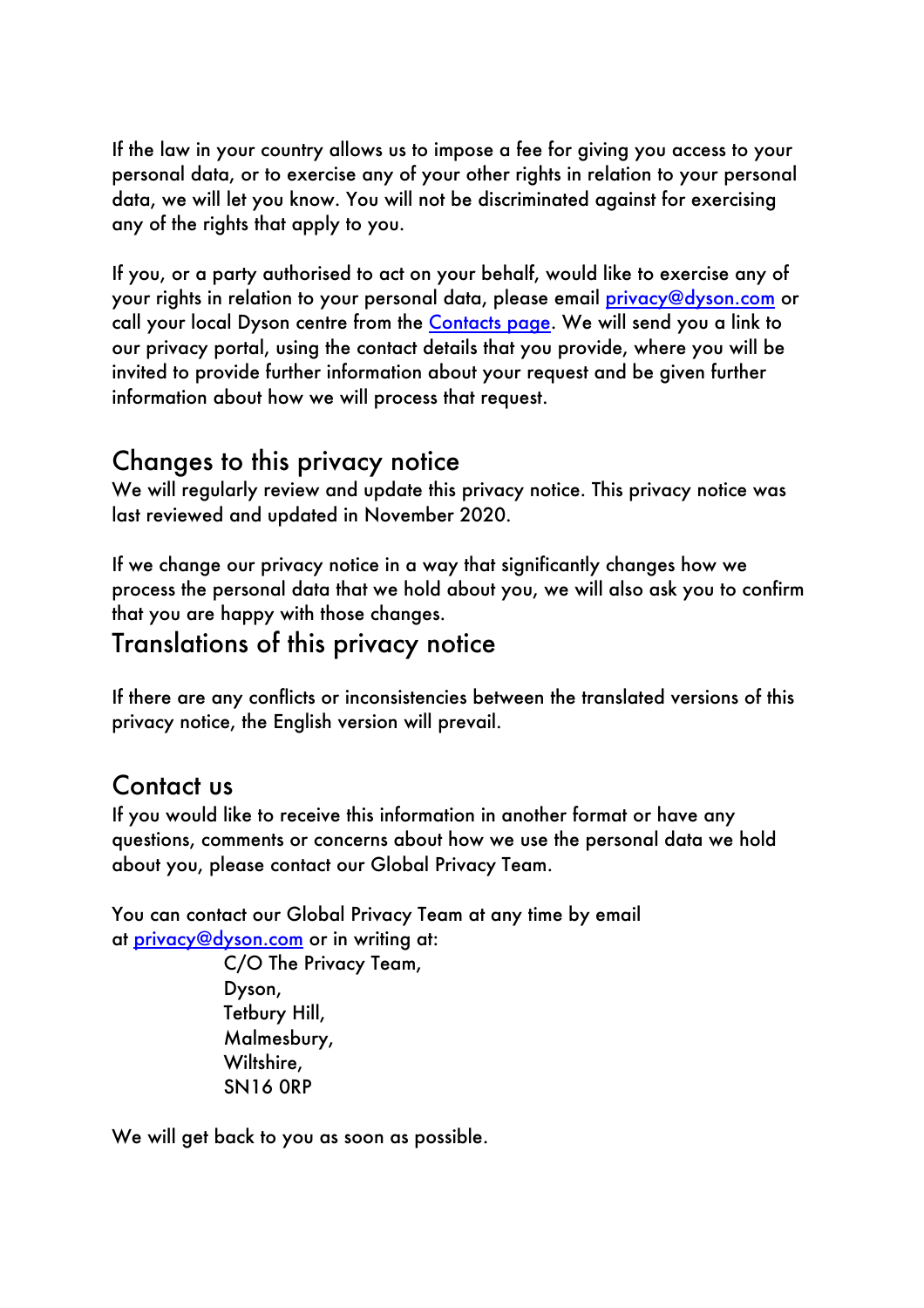If the law in your country allows us to impose a fee for giving you access to your personal data, or to exercise any of your other rights in relation to your personal data, we will let you know. You will not be discriminated against for exercising any of the rights that apply to you.

If you, or a party authorised to act on your behalf, would like to exercise any of your rights in relation to your personal data, please email [privacy@dyson.com](mailto:privacy@dyson.com) or call your local Dyson centre from the [Contacts page](). We will send you a link to our privacy portal, using the contact details that you provide, where you will be invited to provide further information about your request and be given further information about how we will process that request.

## Changes to this privacy notice

We will regularly review and update this privacy notice. This privacy notice was last reviewed and updated in November 2020.

If we change our privacy notice in a way that significantly changes how we process the personal data that we hold about you, we will also ask you to confirm that you are happy with those changes.

## Translations of this privacy notice

If there are any conflicts or inconsistencies between the translated versions of this privacy notice, the English version will prevail.

## Contact us

If you would like to receive this information in another format or have any questions, comments or concerns about how we use the personal data we hold about you, please contact our Global Privacy Team.

You can contact our Global Privacy Team at any time by email at [privacy@dyson.com](mailto:privacy@dyson.com) or in writing at:

C/O The Privacy Team,  
Dyson,  
Tetbury Hill,  
Malmesbury,  
Wiltshire,  
SN16 0RP

We will get back to you as soon as possible.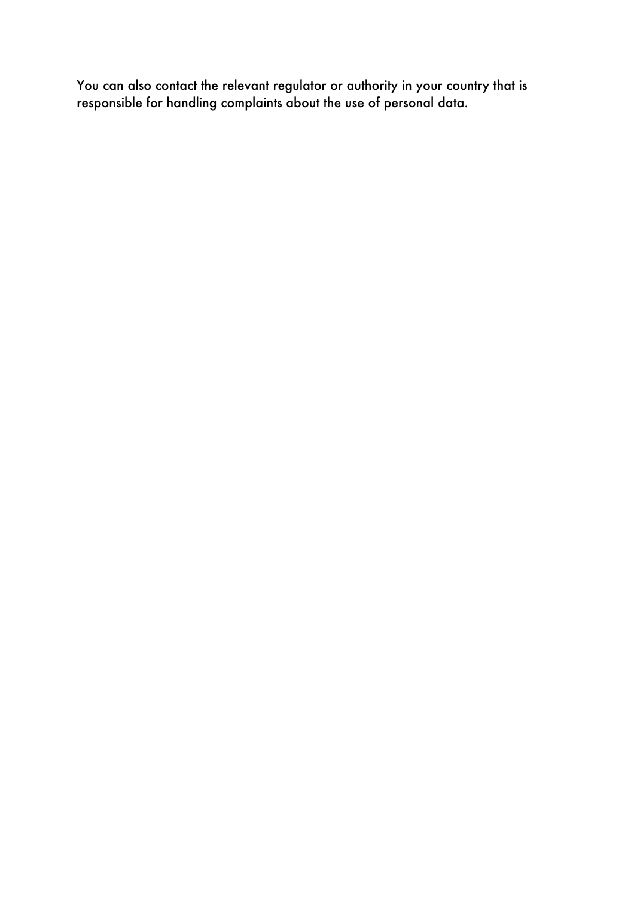You can also contact the relevant regulator or authority in your country that is responsible for handling complaints about the use of personal data.